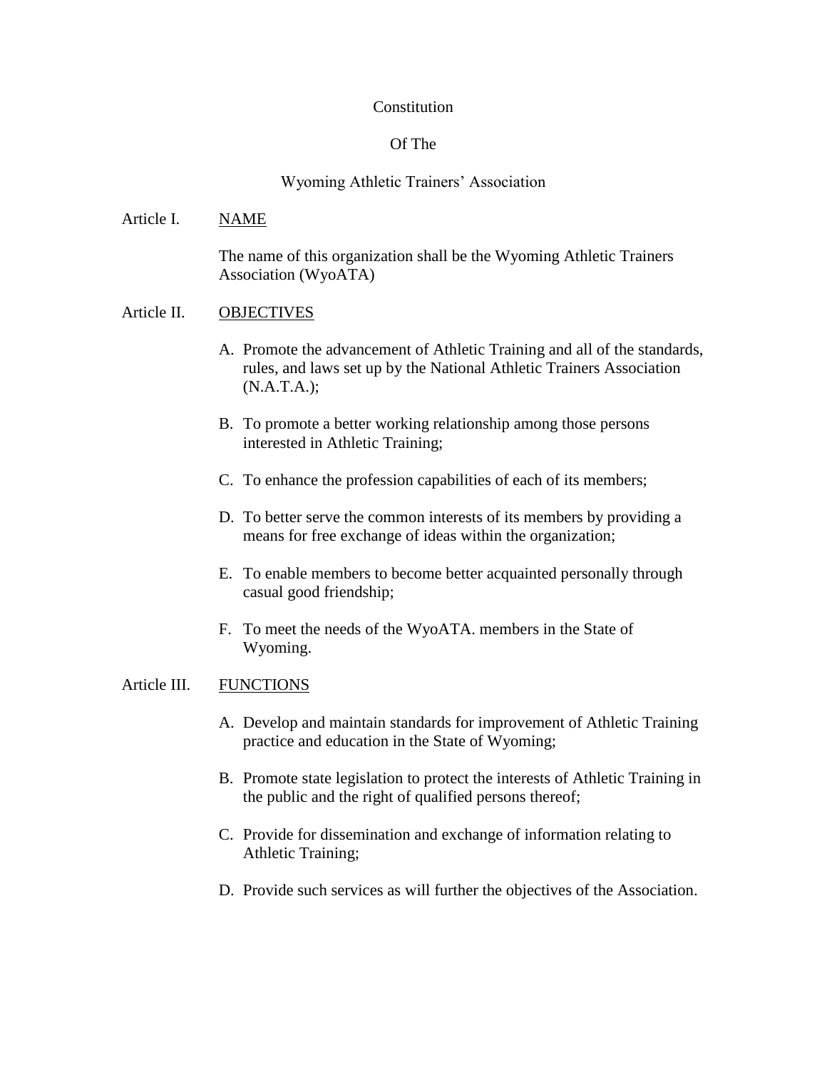# Constitution

# Of The

# Wyoming Athletic Trainers' Association

## Article I. NAME

The name of this organization shall be the Wyoming Athletic Trainers Association (WyoATA)

## Article II. OBJECTIVES

A. Promote the advancement of Athletic Training and all of the standards, rules, and laws set up by the National Athletic Trainers Association (N.A.T.A.);

B. To promote a better working relationship among those persons interested in Athletic Training;

C. To enhance the profession capabilities of each of its members;

D. To better serve the common interests of its members by providing a means for free exchange of ideas within the organization;

E. To enable members to become better acquainted personally through casual good friendship;

F. To meet the needs of the WyoATA. members in the State of Wyoming.

## Article III. FUNCTIONS

A. Develop and maintain standards for improvement of Athletic Training practice and education in the State of Wyoming;

B. Promote state legislation to protect the interests of Athletic Training in the public and the right of qualified persons thereof;

C. Provide for dissemination and exchange of information relating to Athletic Training;

D. Provide such services as will further the objectives of the Association.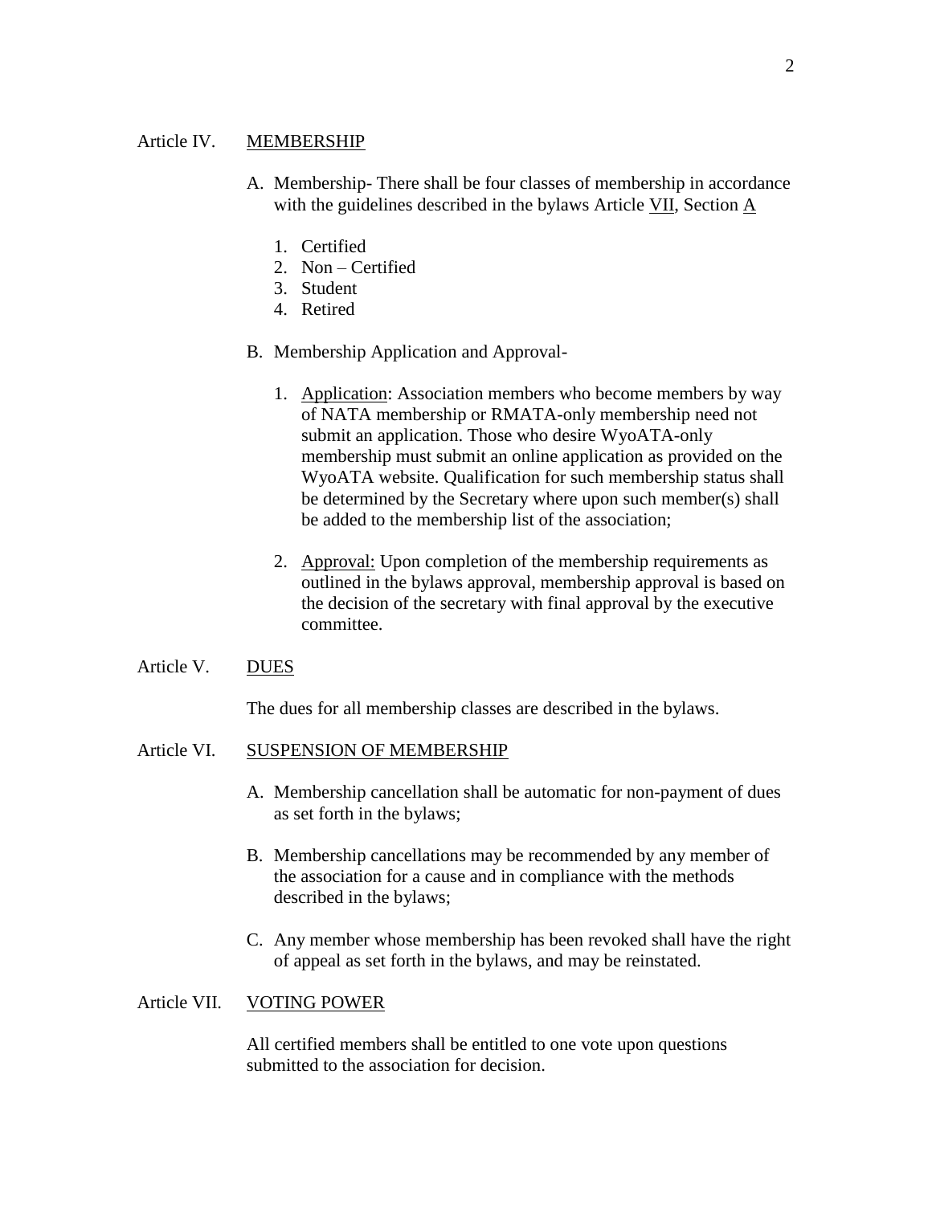## Article IV. MEMBERSHIP

A. Membership- There shall be four classes of membership in accordance with the guidelines described in the bylaws Article VII, Section A

1. Certified
2. Non – Certified
3. Student
4. Retired

B. Membership Application and Approval-

1. Application: Association members who become members by way of NATA membership or RMATA-only membership need not submit an application. Those who desire WyoATA-only membership must submit an online application as provided on the WyoATA website. Qualification for such membership status shall be determined by the Secretary where upon such member(s) shall be added to the membership list of the association;

2. Approval: Upon completion of the membership requirements as outlined in the bylaws approval, membership approval is based on the decision of the secretary with final approval by the executive committee.

## Article V. DUES

The dues for all membership classes are described in the bylaws.

## Article VI. SUSPENSION OF MEMBERSHIP

A. Membership cancellation shall be automatic for non-payment of dues as set forth in the bylaws;

B. Membership cancellations may be recommended by any member of the association for a cause and in compliance with the methods described in the bylaws;

C. Any member whose membership has been revoked shall have the right of appeal as set forth in the bylaws, and may be reinstated.

## Article VII. VOTING POWER

All certified members shall be entitled to one vote upon questions submitted to the association for decision.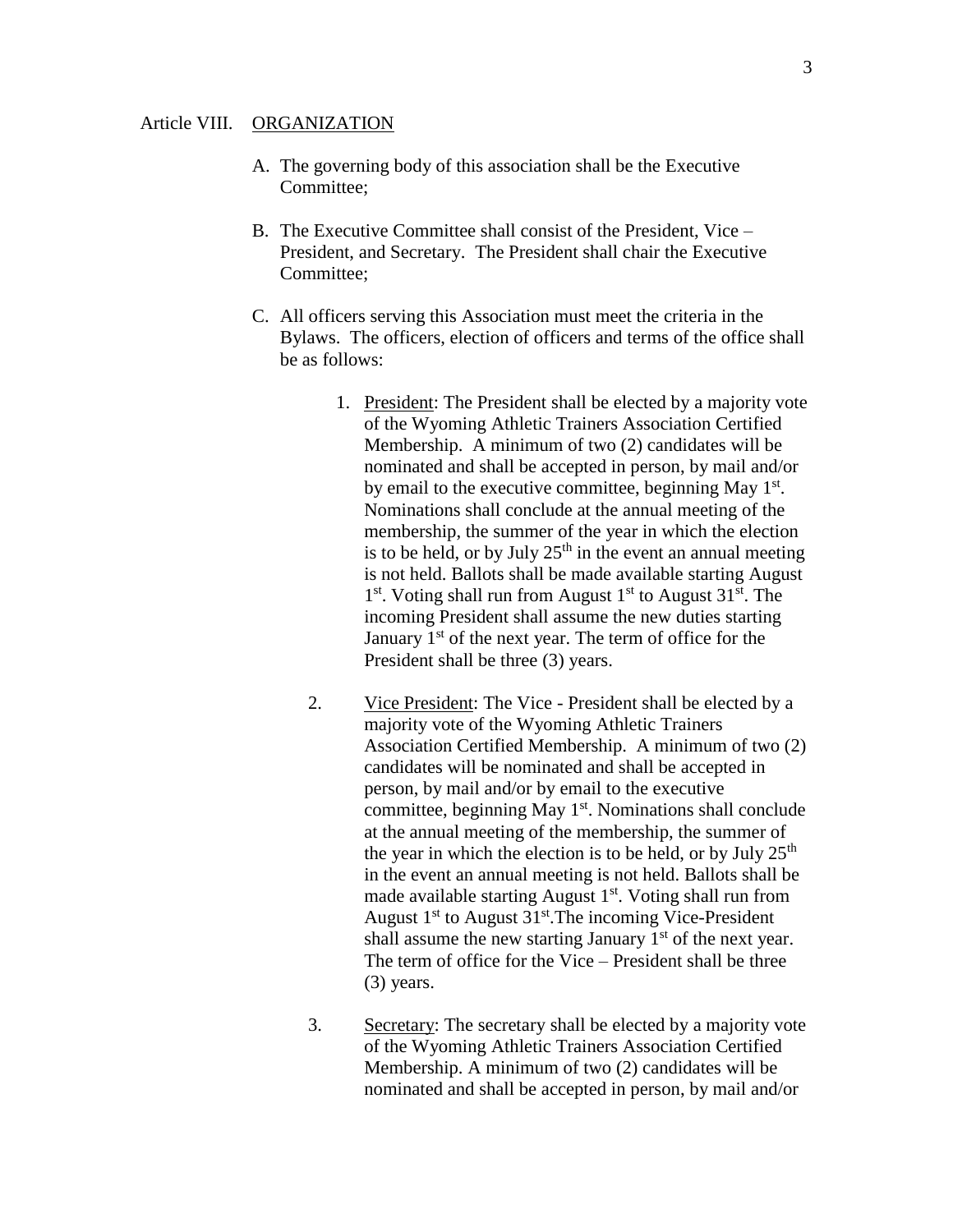Article VIII. <u>ORGANIZATION</u>

A. The governing body of this association shall be the Executive Committee;

B. The Executive Committee shall consist of the President, Vice – President, and Secretary. The President shall chair the Executive Committee;

C. All officers serving this Association must meet the criteria in the Bylaws. The officers, election of officers and terms of the office shall be as follows:

   1. <u>President</u>: The President shall be elected by a majority vote of the Wyoming Athletic Trainers Association Certified Membership. A minimum of two (2) candidates will be nominated and shall be accepted in person, by mail and/or by email to the executive committee, beginning May 1st. Nominations shall conclude at the annual meeting of the membership, the summer of the year in which the election is to be held, or by July 25th in the event an annual meeting is not held. Ballots shall be made available starting August 1st. Voting shall run from August 1st to August 31st. The incoming President shall assume the new duties starting January 1st of the next year. The term of office for the President shall be three (3) years.

   2. <u>Vice President</u>: The Vice - President shall be elected by a majority vote of the Wyoming Athletic Trainers Association Certified Membership. A minimum of two (2) candidates will be nominated and shall be accepted in person, by mail and/or by email to the executive committee, beginning May 1st. Nominations shall conclude at the annual meeting of the membership, the summer of the year in which the election is to be held, or by July 25th in the event an annual meeting is not held. Ballots shall be made available starting August 1st. Voting shall run from August 1st to August 31st.The incoming Vice-President shall assume the new starting January 1st of the next year. The term of office for the Vice – President shall be three (3) years.

   3. <u>Secretary</u>: The secretary shall be elected by a majority vote of the Wyoming Athletic Trainers Association Certified Membership. A minimum of two (2) candidates will be nominated and shall be accepted in person, by mail and/or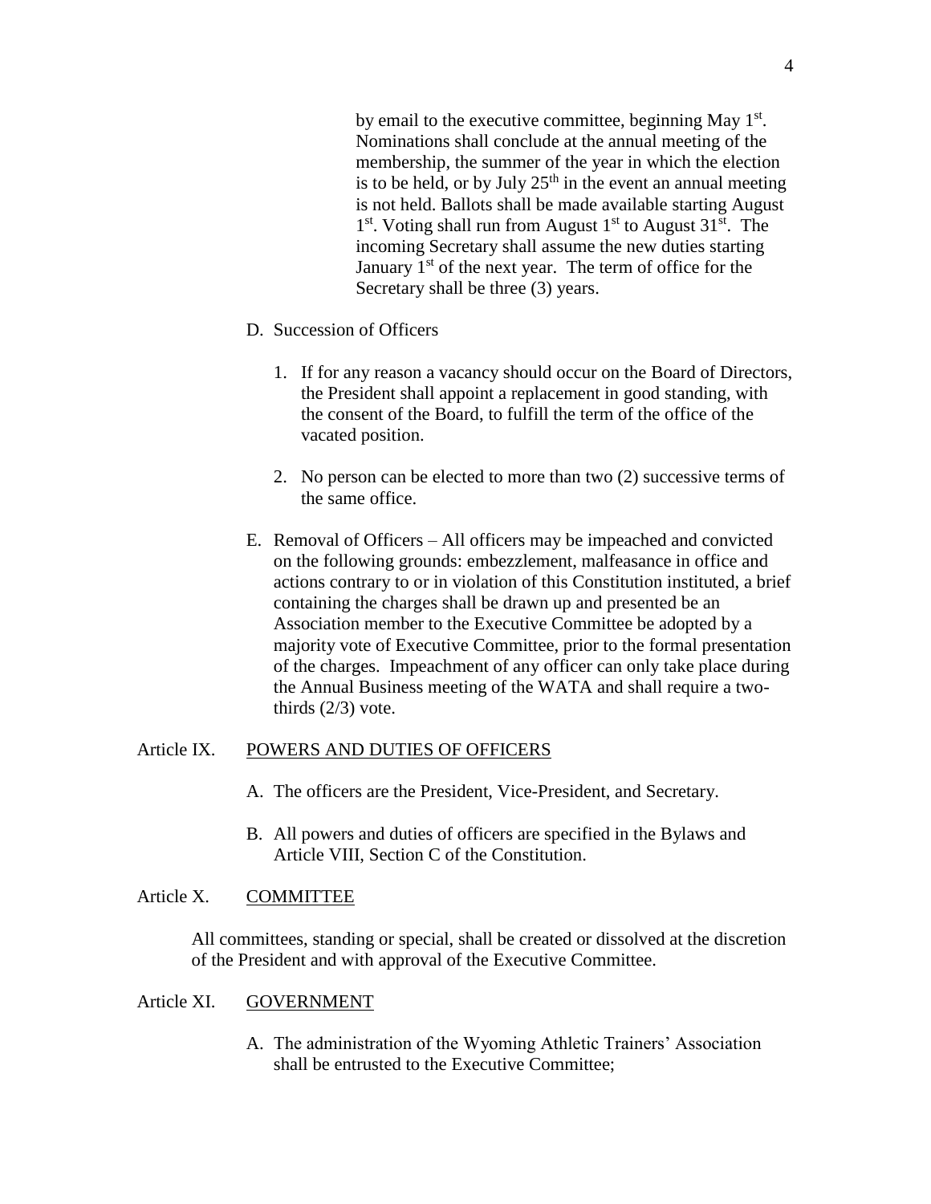by email to the executive committee, beginning May 1st. Nominations shall conclude at the annual meeting of the membership, the summer of the year in which the election is to be held, or by July 25th in the event an annual meeting is not held. Ballots shall be made available starting August 1st. Voting shall run from August 1st to August 31st. The incoming Secretary shall assume the new duties starting January 1st of the next year. The term of office for the Secretary shall be three (3) years.

D. Succession of Officers

1. If for any reason a vacancy should occur on the Board of Directors, the President shall appoint a replacement in good standing, with the consent of the Board, to fulfill the term of the office of the vacated position.

2. No person can be elected to more than two (2) successive terms of the same office.

E. Removal of Officers – All officers may be impeached and convicted on the following grounds: embezzlement, malfeasance in office and actions contrary to or in violation of this Constitution instituted, a brief containing the charges shall be drawn up and presented be an Association member to the Executive Committee be adopted by a majority vote of Executive Committee, prior to the formal presentation of the charges. Impeachment of any officer can only take place during the Annual Business meeting of the WATA and shall require a two-thirds (2/3) vote.

Article IX. POWERS AND DUTIES OF OFFICERS

A. The officers are the President, Vice-President, and Secretary.

B. All powers and duties of officers are specified in the Bylaws and Article VIII, Section C of the Constitution.

Article X. COMMITTEE

All committees, standing or special, shall be created or dissolved at the discretion of the President and with approval of the Executive Committee.

Article XI. GOVERNMENT

A. The administration of the Wyoming Athletic Trainers' Association shall be entrusted to the Executive Committee;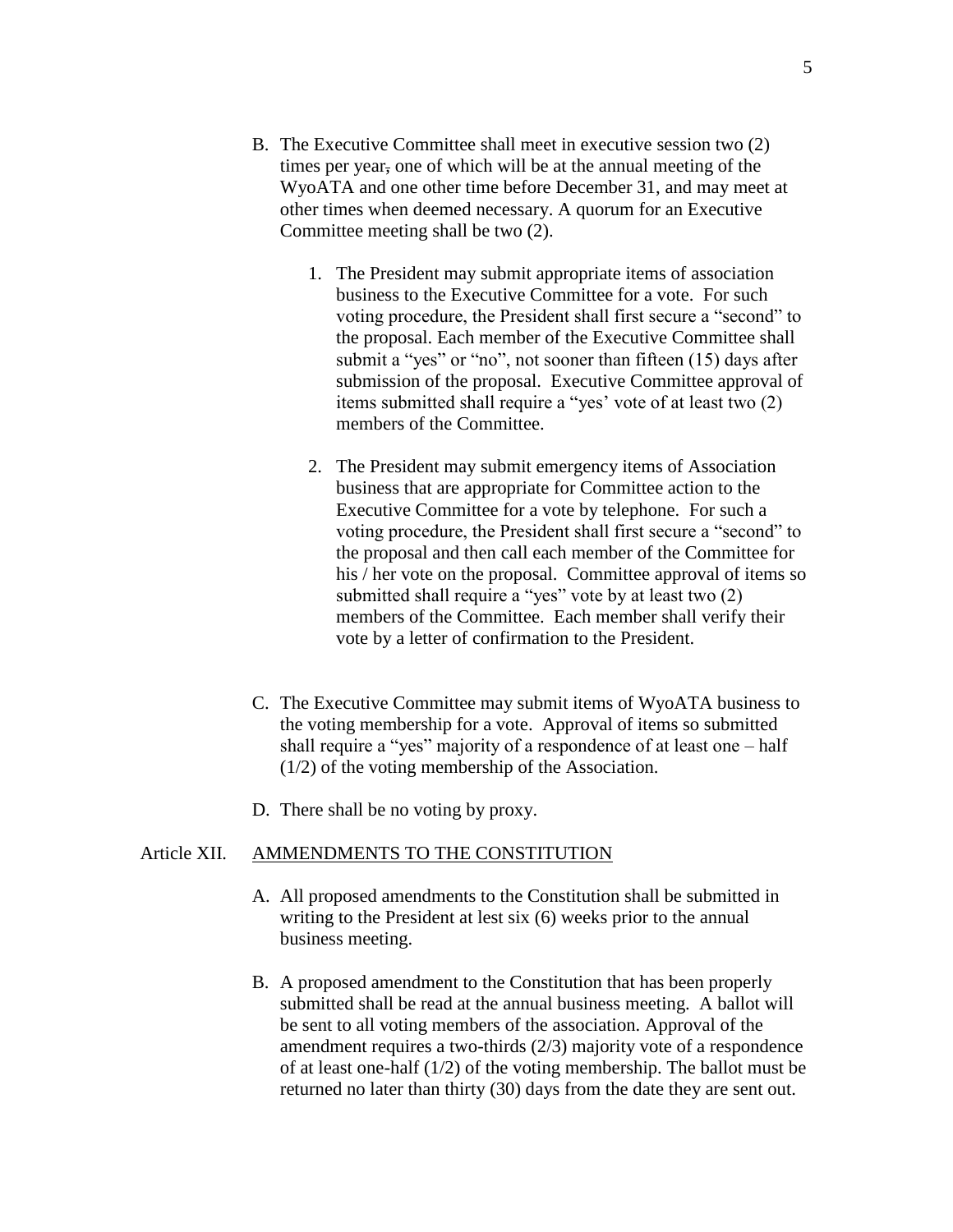B. The Executive Committee shall meet in executive session two (2) times per year, one of which will be at the annual meeting of the WyoATA and one other time before December 31, and may meet at other times when deemed necessary. A quorum for an Executive Committee meeting shall be two (2).

   1. The President may submit appropriate items of association business to the Executive Committee for a vote. For such voting procedure, the President shall first secure a "second" to the proposal. Each member of the Executive Committee shall submit a "yes" or "no", not sooner than fifteen (15) days after submission of the proposal. Executive Committee approval of items submitted shall require a "yes' vote of at least two (2) members of the Committee.

   2. The President may submit emergency items of Association business that are appropriate for Committee action to the Executive Committee for a vote by telephone. For such a voting procedure, the President shall first secure a "second" to the proposal and then call each member of the Committee for his / her vote on the proposal. Committee approval of items so submitted shall require a "yes" vote by at least two (2) members of the Committee. Each member shall verify their vote by a letter of confirmation to the President.

C. The Executive Committee may submit items of WyoATA business to the voting membership for a vote. Approval of items so submitted shall require a "yes" majority of a respondence of at least one – half (1/2) of the voting membership of the Association.

D. There shall be no voting by proxy.

## Article XII. <u>AMMENDMENTS TO THE CONSTITUTION</u>

A. All proposed amendments to the Constitution shall be submitted in writing to the President at lest six (6) weeks prior to the annual business meeting.

B. A proposed amendment to the Constitution that has been properly submitted shall be read at the annual business meeting. A ballot will be sent to all voting members of the association. Approval of the amendment requires a two-thirds (2/3) majority vote of a respondence of at least one-half (1/2) of the voting membership. The ballot must be returned no later than thirty (30) days from the date they are sent out.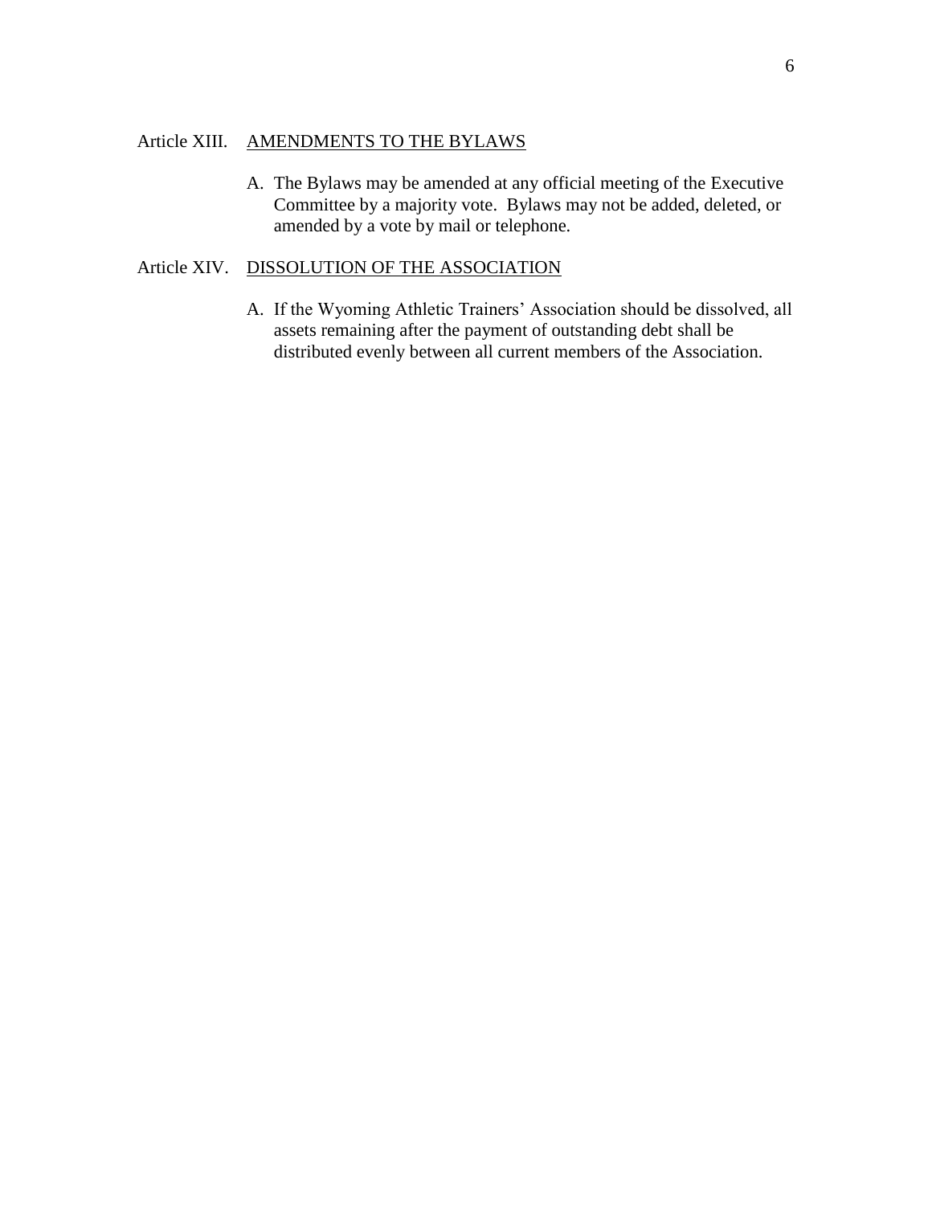## Article XIII. AMENDMENTS TO THE BYLAWS

A. The Bylaws may be amended at any official meeting of the Executive Committee by a majority vote. Bylaws may not be added, deleted, or amended by a vote by mail or telephone.

## Article XIV. DISSOLUTION OF THE ASSOCIATION

A. If the Wyoming Athletic Trainers' Association should be dissolved, all assets remaining after the payment of outstanding debt shall be distributed evenly between all current members of the Association.